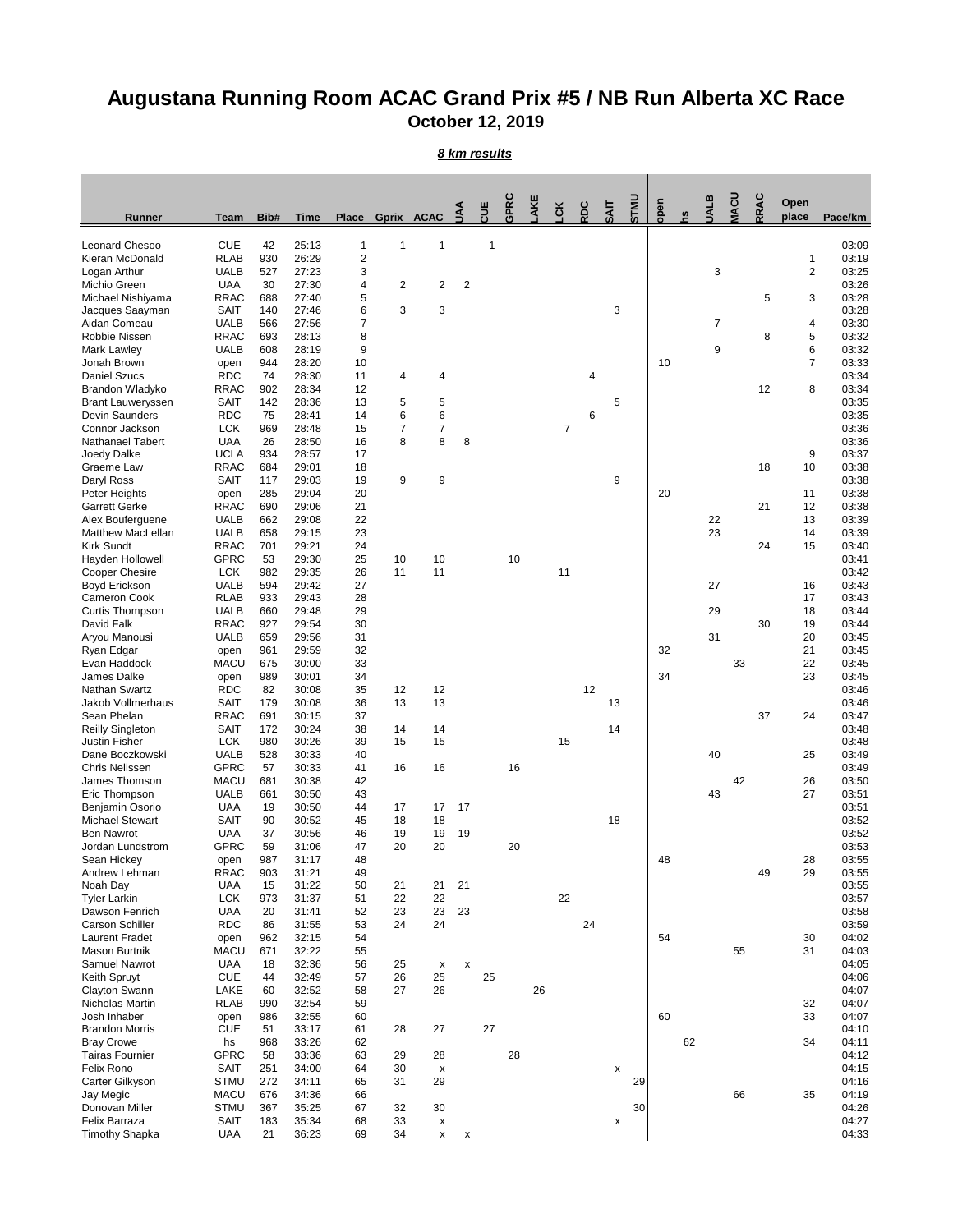# Augustana Running Room ACAC Grand Prix #5 / NB Run Alberta XC Race

## October 12, 2019

***8 km results***

| Runner | Team | Bib# | Time | Place | Gprix | ACAC | UAA | CUE | GPRC | LAKE | LCK | RDC | SAIT | STMU | open | hs | UALB | MACU | RRAC | Open place | Pace/km |
|---|---|---|---|---|---|---|---|---|---|---|---|---|---|---|---|---|---|---|---|---|---|
| Leonard Chesoo | CUE | 42 | 25:13 | 1 | 1 | 1 | | 1 | | | | | | | | | | | | | 03:09 |
| Kieran McDonald | RLAB | 930 | 26:29 | 2 | | | | | | | | | | | | | | | | 1 | 03:19 |
| Logan Arthur | UALB | 527 | 27:23 | 3 | | | | | | | | | | | | | 3 | | | 2 | 03:25 |
| Michio Green | UAA | 30 | 27:30 | 4 | 2 | 2 | 2 | | | | | | | | | | | | | | 03:26 |
| Michael Nishiyama | RRAC | 688 | 27:40 | 5 | | | | | | | | | | | | | | | 5 | 3 | 03:28 |
| Jacques Saayman | SAIT | 140 | 27:46 | 6 | 3 | 3 | | | | | | | 3 | | | | | | | | 03:28 |
| Aidan Comeau | UALB | 566 | 27:56 | 7 | | | | | | | | | | | | | 7 | | | 4 | 03:30 |
| Robbie Nissen | RRAC | 693 | 28:13 | 8 | | | | | | | | | | | | | | | 8 | 5 | 03:32 |
| Mark Lawley | UALB | 608 | 28:19 | 9 | | | | | | | | | | | | | 9 | | | 6 | 03:32 |
| Jonah Brown | open | 944 | 28:20 | 10 | | | | | | | | | | | 10 | | | | | 7 | 03:33 |
| Daniel Szucs | RDC | 74 | 28:30 | 11 | 4 | 4 | | | | | | 4 | | | | | | | | | 03:34 |
| Brandon Wladyko | RRAC | 902 | 28:34 | 12 | | | | | | | | | | | | | | | 12 | 8 | 03:34 |
| Brant Lauweryssen | SAIT | 142 | 28:36 | 13 | 5 | 5 | | | | | | | 5 | | | | | | | | 03:35 |
| Devin Saunders | RDC | 75 | 28:41 | 14 | 6 | 6 | | | | | | 6 | | | | | | | | | 03:35 |
| Connor Jackson | LCK | 969 | 28:48 | 15 | 7 | 7 | | | | | 7 | | | | | | | | | | 03:36 |
| Nathanael Tabert | UAA | 26 | 28:50 | 16 | 8 | 8 | 8 | | | | | | | | | | | | | | 03:36 |
| Joedy Dalke | UCLA | 934 | 28:57 | 17 | | | | | | | | | | | | | | | | 9 | 03:37 |
| Graeme Law | RRAC | 684 | 29:01 | 18 | | | | | | | | | | | | | | | 18 | 10 | 03:38 |
| Daryl Ross | SAIT | 117 | 29:03 | 19 | 9 | 9 | | | | | | | 9 | | | | | | | | 03:38 |
| Peter Heights | open | 285 | 29:04 | 20 | | | | | | | | | | | 20 | | | | | 11 | 03:38 |
| Garrett Gerke | RRAC | 690 | 29:06 | 21 | | | | | | | | | | | | | | | 21 | 12 | 03:38 |
| Alex Bouferguene | UALB | 662 | 29:08 | 22 | | | | | | | | | | | | | 22 | | | 13 | 03:39 |
| Matthew MacLellan | UALB | 658 | 29:15 | 23 | | | | | | | | | | | | | 23 | | | 14 | 03:39 |
| Kirk Sundt | RRAC | 701 | 29:21 | 24 | | | | | | | | | | | | | | | 24 | 15 | 03:40 |
| Hayden Hollowell | GPRC | 53 | 29:30 | 25 | 10 | 10 | | | 10 | | | | | | | | | | | | 03:41 |
| Cooper Chesire | LCK | 982 | 29:35 | 26 | 11 | 11 | | | | | 11 | | | | | | | | | | 03:42 |
| Boyd Erickson | UALB | 594 | 29:42 | 27 | | | | | | | | | | | | | 27 | | | 16 | 03:43 |
| Cameron Cook | RLAB | 933 | 29:43 | 28 | | | | | | | | | | | | | | | | 17 | 03:43 |
| Curtis Thompson | UALB | 660 | 29:48 | 29 | | | | | | | | | | | | | 29 | | | 18 | 03:44 |
| David Falk | RRAC | 927 | 29:54 | 30 | | | | | | | | | | | | | | | 30 | 19 | 03:44 |
| Aryou Manousi | UALB | 659 | 29:56 | 31 | | | | | | | | | | | | | 31 | | | 20 | 03:45 |
| Ryan Edgar | open | 961 | 29:59 | 32 | | | | | | | | | | | 32 | | | | | 21 | 03:45 |
| Evan Haddock | MACU | 675 | 30:00 | 33 | | | | | | | | | | | | | | 33 | | 22 | 03:45 |
| James Dalke | open | 989 | 30:01 | 34 | | | | | | | | | | | 34 | | | | | 23 | 03:45 |
| Nathan Swartz | RDC | 82 | 30:08 | 35 | 12 | 12 | | | | | | 12 | | | | | | | | | 03:46 |
| Jakob Vollmerhaus | SAIT | 179 | 30:08 | 36 | 13 | 13 | | | | | | | 13 | | | | | | | | 03:46 |
| Sean Phelan | RRAC | 691 | 30:15 | 37 | | | | | | | | | | | | | | | 37 | 24 | 03:47 |
| Reilly Singleton | SAIT | 172 | 30:24 | 38 | 14 | 14 | | | | | | | 14 | | | | | | | | 03:48 |
| Justin Fisher | LCK | 980 | 30:26 | 39 | 15 | 15 | | | | | 15 | | | | | | | | | | 03:48 |
| Dane Boczkowski | UALB | 528 | 30:33 | 40 | | | | | | | | | | | | | 40 | | | 25 | 03:49 |
| Chris Nelissen | GPRC | 57 | 30:33 | 41 | 16 | 16 | | | 16 | | | | | | | | | | | | 03:49 |
| James Thomson | MACU | 681 | 30:38 | 42 | | | | | | | | | | | | | | 42 | | 26 | 03:50 |
| Eric Thompson | UALB | 661 | 30:50 | 43 | | | | | | | | | | | | | 43 | | | 27 | 03:51 |
| Benjamin Osorio | UAA | 19 | 30:50 | 44 | 17 | 17 | 17 | | | | | | | | | | | | | | 03:51 |
| Michael Stewart | SAIT | 90 | 30:52 | 45 | 18 | 18 | | | | | | | 18 | | | | | | | | 03:52 |
| Ben Nawrot | UAA | 37 | 30:56 | 46 | 19 | 19 | 19 | | | | | | | | | | | | | | 03:52 |
| Jordan Lundstrom | GPRC | 59 | 31:06 | 47 | 20 | 20 | | | 20 | | | | | | | | | | | | 03:53 |
| Sean Hickey | open | 987 | 31:17 | 48 | | | | | | | | | | | 48 | | | | | 28 | 03:55 |
| Andrew Lehman | RRAC | 903 | 31:21 | 49 | | | | | | | | | | | | | | | 49 | 29 | 03:55 |
| Noah Day | UAA | 15 | 31:22 | 50 | 21 | 21 | 21 | | | | | | | | | | | | | | 03:55 |
| Tyler Larkin | LCK | 973 | 31:37 | 51 | 22 | 22 | | | | | 22 | | | | | | | | | | 03:57 |
| Dawson Fenrich | UAA | 20 | 31:41 | 52 | 23 | 23 | 23 | | | | | | | | | | | | | | 03:58 |
| Carson Schiller | RDC | 86 | 31:55 | 53 | 24 | 24 | | | | | | 24 | | | | | | | | | 03:59 |
| Laurent Fradet | open | 962 | 32:15 | 54 | | | | | | | | | | | 54 | | | | | 30 | 04:02 |
| Mason Burtnik | MACU | 671 | 32:22 | 55 | | | | | | | | | | | | | | 55 | | 31 | 04:03 |
| Samuel Nawrot | UAA | 18 | 32:36 | 56 | 25 | x | x | | | | | | | | | | | | | | 04:05 |
| Keith Spruyt | CUE | 44 | 32:49 | 57 | 26 | 25 | | 25 | | | | | | | | | | | | | 04:06 |
| Clayton Swann | LAKE | 60 | 32:52 | 58 | 27 | 26 | | | | 26 | | | | | | | | | | | 04:07 |
| Nicholas Martin | RLAB | 990 | 32:54 | 59 | | | | | | | | | | | | | | | | 32 | 04:07 |
| Josh Inhaber | open | 986 | 32:55 | 60 | | | | | | | | | | | 60 | | | | | 33 | 04:07 |
| Brandon Morris | CUE | 51 | 33:17 | 61 | 28 | 27 | | 27 | | | | | | | | | | | | | 04:10 |
| Bray Crowe | hs | 968 | 33:26 | 62 | | | | | | | | | | | | 62 | | | | 34 | 04:11 |
| Tairas Fournier | GPRC | 58 | 33:36 | 63 | 29 | 28 | | | 28 | | | | | | | | | | | | 04:12 |
| Felix Rono | SAIT | 251 | 34:00 | 64 | 30 | x | | | | | | | x | | | | | | | | 04:15 |
| Carter Gilkyson | STMU | 272 | 34:11 | 65 | 31 | 29 | | | | | | | | 29 | | | | | | | 04:16 |
| Jay Megic | MACU | 676 | 34:36 | 66 | | | | | | | | | | | | | | 66 | | 35 | 04:19 |
| Donovan Miller | STMU | 367 | 35:25 | 67 | 32 | 30 | | | | | | | | 30 | | | | | | | 04:26 |
| Felix Barraza | SAIT | 183 | 35:34 | 68 | 33 | x | | | | | | | x | | | | | | | | 04:27 |
| Timothy Shapka | UAA | 21 | 36:23 | 69 | 34 | x | x | | | | | | | | | | | | | | 04:33 |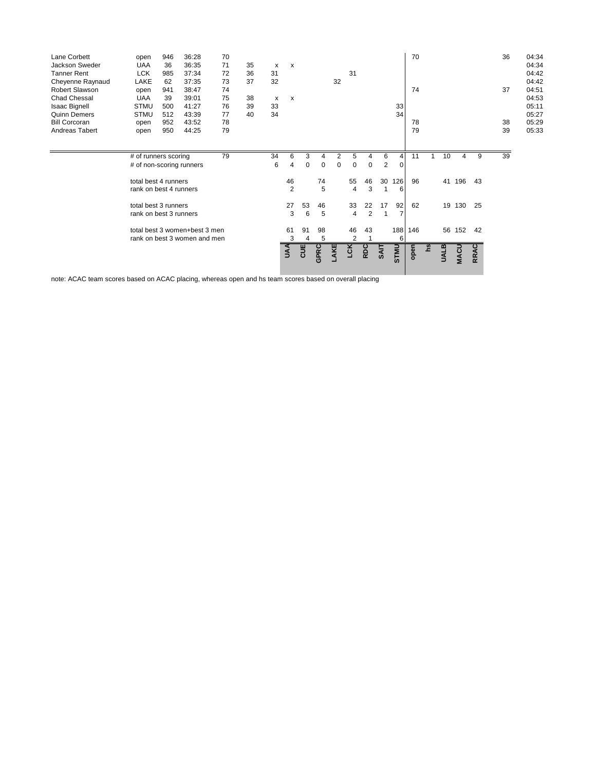| | | | | | | | | | | | | | | | | | | | | | |
|---|---|---|---|---|---|---|---|---|---|---|---|---|---|---|---|---|---|---|---|---|---|
| Lane Corbett | open | 946 | 36:28 | 70 | | | | | | | | | | | 70 | | | | | 36 | 04:34 |
| Jackson Sweder | UAA | 36 | 36:35 | 71 | 35 | x | x | | | | | | | | | | | | | | 04:34 |
| Tanner Rent | LCK | 985 | 37:34 | 72 | 36 | 31 | | | | | 31 | | | | | | | | | | 04:42 |
| Cheyenne Raynaud | LAKE | 62 | 37:35 | 73 | 37 | 32 | | | | 32 | | | | | | | | | | | 04:42 |
| Robert Slawson | open | 941 | 38:47 | 74 | | | | | | | | | | | 74 | | | | | 37 | 04:51 |
| Chad Chessal | UAA | 39 | 39:01 | 75 | 38 | x | x | | | | | | | | | | | | | | 04:53 |
| Isaac Bignell | STMU | 500 | 41:27 | 76 | 39 | 33 | | | | | | | | 33 | | | | | | | 05:11 |
| Quinn Demers | STMU | 512 | 43:39 | 77 | 40 | 34 | | | | | | | | 34 | | | | | | | 05:27 |
| Bill Corcoran | open | 952 | 43:52 | 78 | | | | | | | | | | | 78 | | | | | 38 | 05:29 |
| Andreas Tabert | open | 950 | 44:25 | 79 | | | | | | | | | | | 79 | | | | | 39 | 05:33 |
| | # of runners scoring | | | 79 | | 34 | 6 | 3 | 4 | 2 | 5 | 4 | 6 | 4 | 11 | 1 | 10 | 4 | 9 | 39 | |
| | # of non-scoring runners | | | | | 6 | 4 | 0 | 0 | 0 | 0 | 0 | 2 | 0 | | | | | | | |
| | total best 4 runners | | | | | | 46 | | 74 | | 55 | 46 | 30 | 126 | 96 | | 41 | 196 | 43 | | |
| | rank on best 4 runners | | | | | | 2 | | 5 | | 4 | 3 | 1 | 6 | | | | | | | |
| | total best 3 runners | | | | | | 27 | 53 | 46 | | 33 | 22 | 17 | 92 | 62 | | 19 | 130 | 25 | | |
| | rank on best 3 runners | | | | | | 3 | 6 | 5 | | 4 | 2 | 1 | 7 | | | | | | | |
| | total best 3 women+best 3 men | | | | | | 61 | 91 | 98 | | 46 | 43 | | 188 | 146 | | 56 | 152 | 42 | | |
| | rank on best 3 women and men | | | | | | 3 | 4 | 5 | | 2 | 1 | | 6 | | | | | | | |
| | | | | | | | UAA | CUE | GPRC | LAKE | LCK | RDC | SAIT | STMU | open | hs | UALB | MACU | RRAC | | |

note: ACAC team scores based on ACAC placing, whereas open and hs team scores based on overall placing